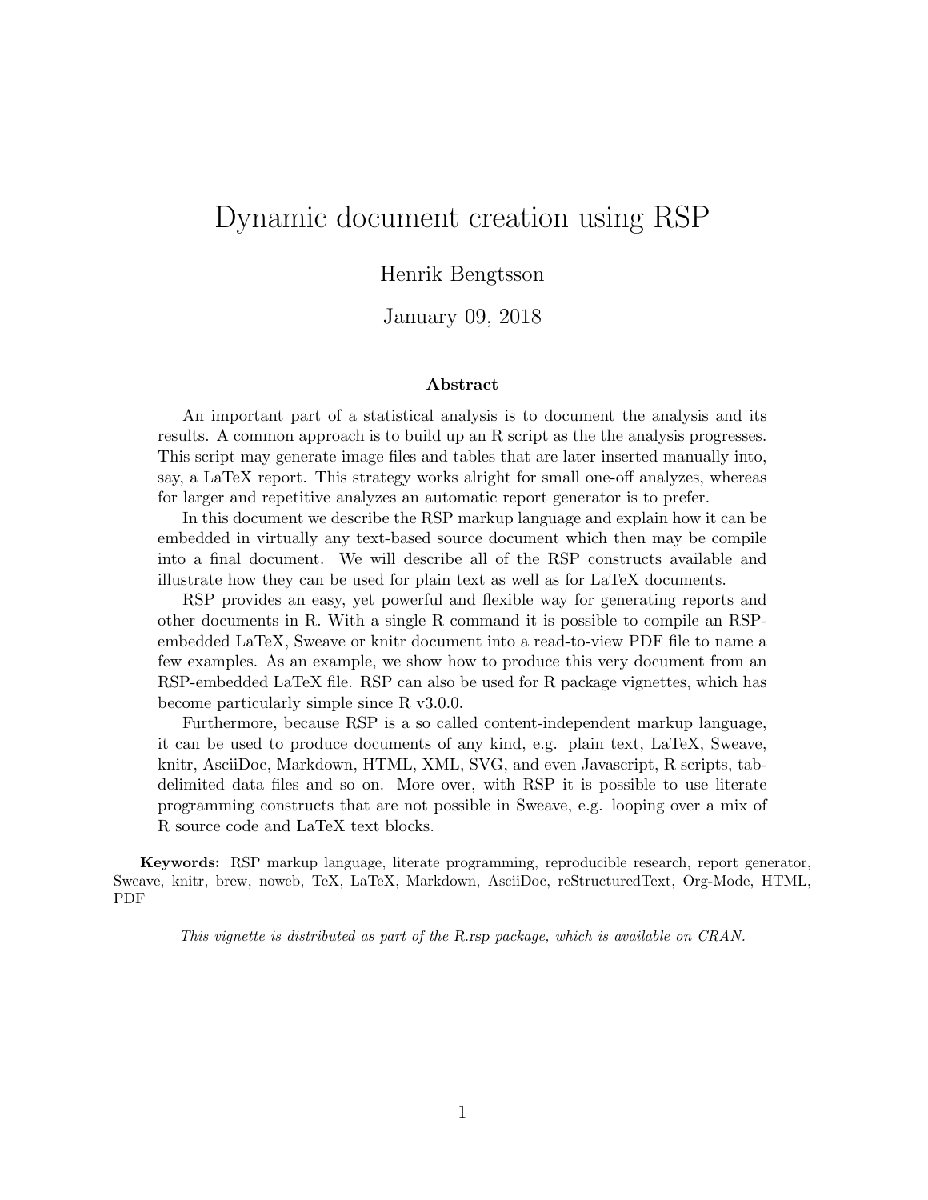# Dynamic document creation using RSP

Henrik Bengtsson

January 09, 2018

**Abstract**

An important part of a statistical analysis is to document the analysis and its results. A common approach is to build up an R script as the the analysis progresses. This script may generate image files and tables that are later inserted manually into, say, a LaTeX report. This strategy works alright for small one-off analyzes, whereas for larger and repetitive analyzes an automatic report generator is to prefer.

In this document we describe the RSP markup language and explain how it can be embedded in virtually any text-based source document which then may be compile into a final document. We will describe all of the RSP constructs available and illustrate how they can be used for plain text as well as for LaTeX documents.

RSP provides an easy, yet powerful and flexible way for generating reports and other documents in R. With a single R command it is possible to compile an RSP-embedded LaTeX, Sweave or knitr document into a read-to-view PDF file to name a few examples. As an example, we show how to produce this very document from an RSP-embedded LaTeX file. RSP can also be used for R package vignettes, which has become particularly simple since R v3.0.0.

Furthermore, because RSP is a so called content-independent markup language, it can be used to produce documents of any kind, e.g. plain text, LaTeX, Sweave, knitr, AsciiDoc, Markdown, HTML, XML, SVG, and even Javascript, R scripts, tab-delimited data files and so on. More over, with RSP it is possible to use literate programming constructs that are not possible in Sweave, e.g. looping over a mix of R source code and LaTeX text blocks.

**Keywords:** RSP markup language, literate programming, reproducible research, report generator, Sweave, knitr, brew, noweb, TeX, LaTeX, Markdown, AsciiDoc, reStructuredText, Org-Mode, HTML, PDF

*This vignette is distributed as part of the R.rsp package, which is available on CRAN.*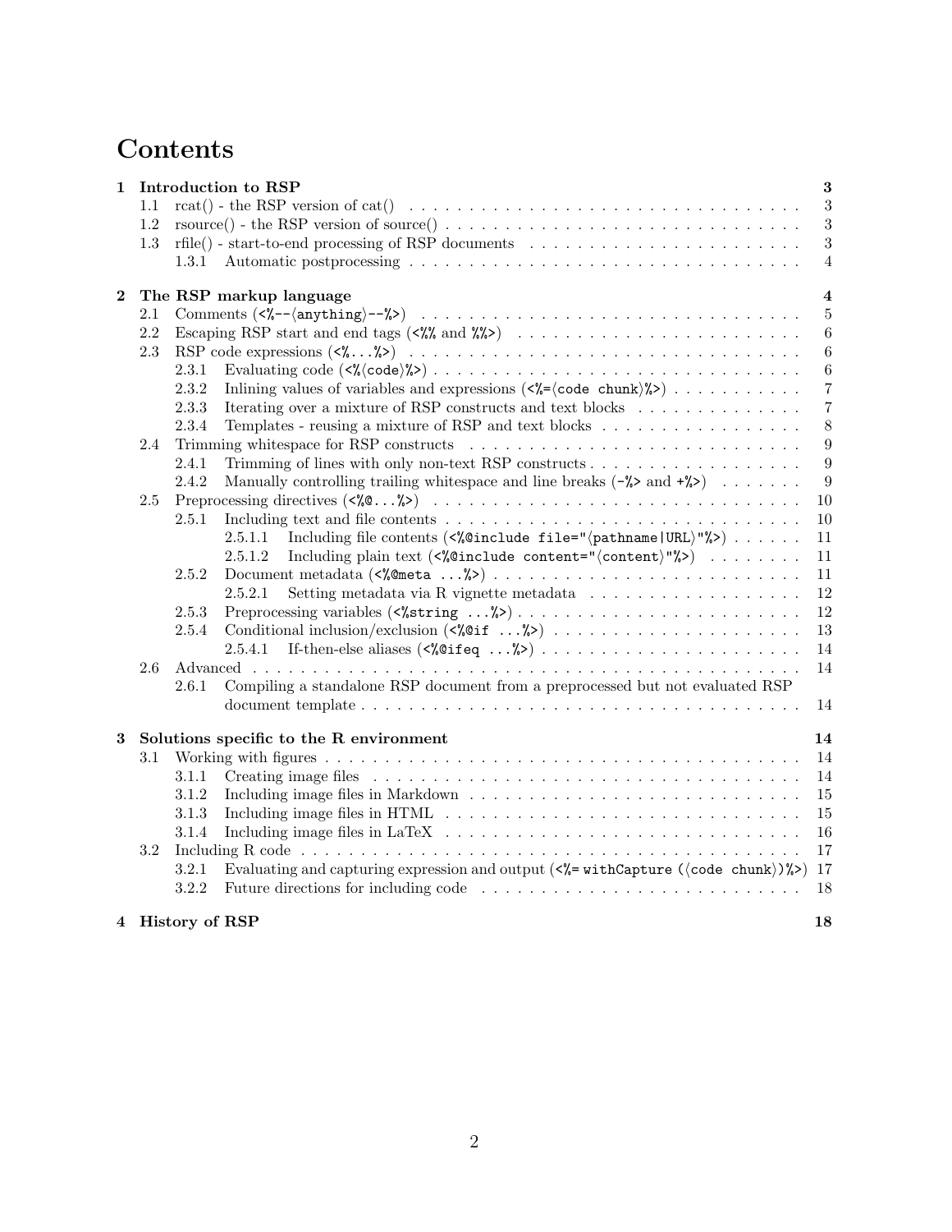# Contents

- **1 Introduction to RSP** — **3**
  - 1.1 rcat() - the RSP version of cat() — 3
  - 1.2 rsource() - the RSP version of source() — 3
  - 1.3 rfile() - start-to-end processing of RSP documents — 3
    - 1.3.1 Automatic postprocessing — 4
- **2 The RSP markup language** — **4**
  - 2.1 Comments (`<%--⟨anything⟩--%>`) — 5
  - 2.2 Escaping RSP start and end tags (`<%%` and `%%>`) — 6
  - 2.3 RSP code expressions (`<%...%>`) — 6
    - 2.3.1 Evaluating code (`<%⟨code⟩%>`) — 6
    - 2.3.2 Inlining values of variables and expressions (`<%=⟨code chunk⟩%>`) — 7
    - 2.3.3 Iterating over a mixture of RSP constructs and text blocks — 7
    - 2.3.4 Templates - reusing a mixture of RSP and text blocks — 8
  - 2.4 Trimming whitespace for RSP constructs — 9
    - 2.4.1 Trimming of lines with only non-text RSP constructs — 9
    - 2.4.2 Manually controlling trailing whitespace and line breaks (`-%>` and `+%>`) — 9
  - 2.5 Preprocessing directives (`<%@...%>`) — 10
    - 2.5.1 Including text and file contents — 10
      - 2.5.1.1 Including file contents (`<%@include file="⟨pathname|URL⟩"%>`) — 11
      - 2.5.1.2 Including plain text (`<%@include content="⟨content⟩"%>`) — 11
    - 2.5.2 Document metadata (`<%@meta ...%>`) — 11
      - 2.5.2.1 Setting metadata via R vignette metadata — 12
    - 2.5.3 Preprocessing variables (`<%string ...%>`) — 12
    - 2.5.4 Conditional inclusion/exclusion (`<%@if ...%>`) — 13
      - 2.5.4.1 If-then-else aliases (`<%@ifeq ...%>`) — 14
  - 2.6 Advanced — 14
    - 2.6.1 Compiling a standalone RSP document from a preprocessed but not evaluated RSP document template — 14
- **3 Solutions specific to the R environment** — **14**
  - 3.1 Working with figures — 14
    - 3.1.1 Creating image files — 14
    - 3.1.2 Including image files in Markdown — 15
    - 3.1.3 Including image files in HTML — 15
    - 3.1.4 Including image files in LaTeX — 16
  - 3.2 Including R code — 17
    - 3.2.1 Evaluating and capturing expression and output (`<%= withCapture (⟨code chunk⟩)%>`) — 17
    - 3.2.2 Future directions for including code — 18
- **4 History of RSP** — **18**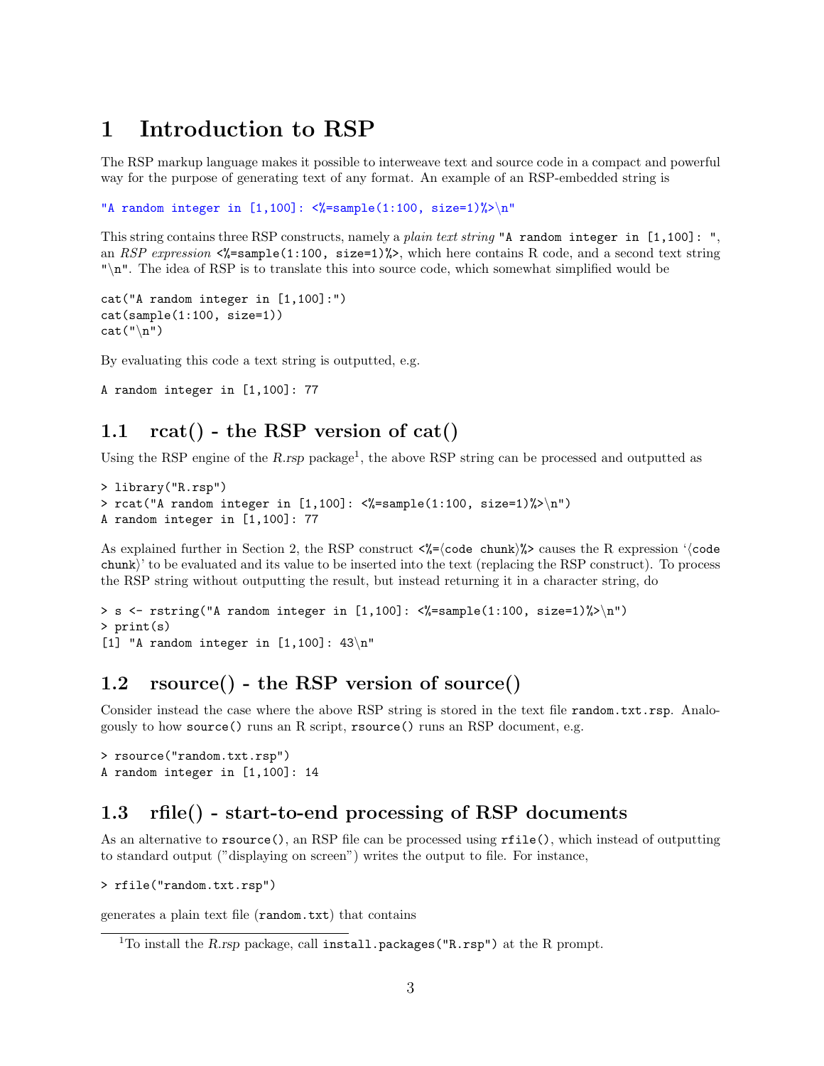# 1 Introduction to RSP

The RSP markup language makes it possible to interweave text and source code in a compact and powerful way for the purpose of generating text of any format. An example of an RSP-embedded string is

```
"A random integer in [1,100]: <%=sample(1:100, size=1)%>\n"
```

This string contains three RSP constructs, namely a *plain text string* `"A random integer in [1,100]: "`, an *RSP expression* `<%=sample(1:100, size=1)%>`, which here contains R code, and a second text string `"\n"`. The idea of RSP is to translate this into source code, which somewhat simplified would be

```
cat("A random integer in [1,100]:")
cat(sample(1:100, size=1))
cat("\n")
```

By evaluating this code a text string is outputted, e.g.

```
A random integer in [1,100]: 77
```

## 1.1 rcat() - the RSP version of cat()

Using the RSP engine of the *R.rsp* package[1], the above RSP string can be processed and outputted as

```
> library("R.rsp")
> rcat("A random integer in [1,100]: <%=sample(1:100, size=1)%>\n")
A random integer in [1,100]: 77
```

As explained further in Section 2, the RSP construct `<%=⟨code chunk⟩%>` causes the R expression '`⟨code chunk⟩`' to be evaluated and its value to be inserted into the text (replacing the RSP construct). To process the RSP string without outputting the result, but instead returning it in a character string, do

```
> s <- rstring("A random integer in [1,100]: <%=sample(1:100, size=1)%>\n")
> print(s)
[1] "A random integer in [1,100]: 43\n"
```

## 1.2 rsource() - the RSP version of source()

Consider instead the case where the above RSP string is stored in the text file `random.txt.rsp`. Analogously to how `source()` runs an R script, `rsource()` runs an RSP document, e.g.

```
> rsource("random.txt.rsp")
A random integer in [1,100]: 14
```

## 1.3 rfile() - start-to-end processing of RSP documents

As an alternative to `rsource()`, an RSP file can be processed using `rfile()`, which instead of outputting to standard output ("displaying on screen") writes the output to file. For instance,

```
> rfile("random.txt.rsp")
```

generates a plain text file (`random.txt`) that contains

[1] To install the *R.rsp* package, call `install.packages("R.rsp")` at the R prompt.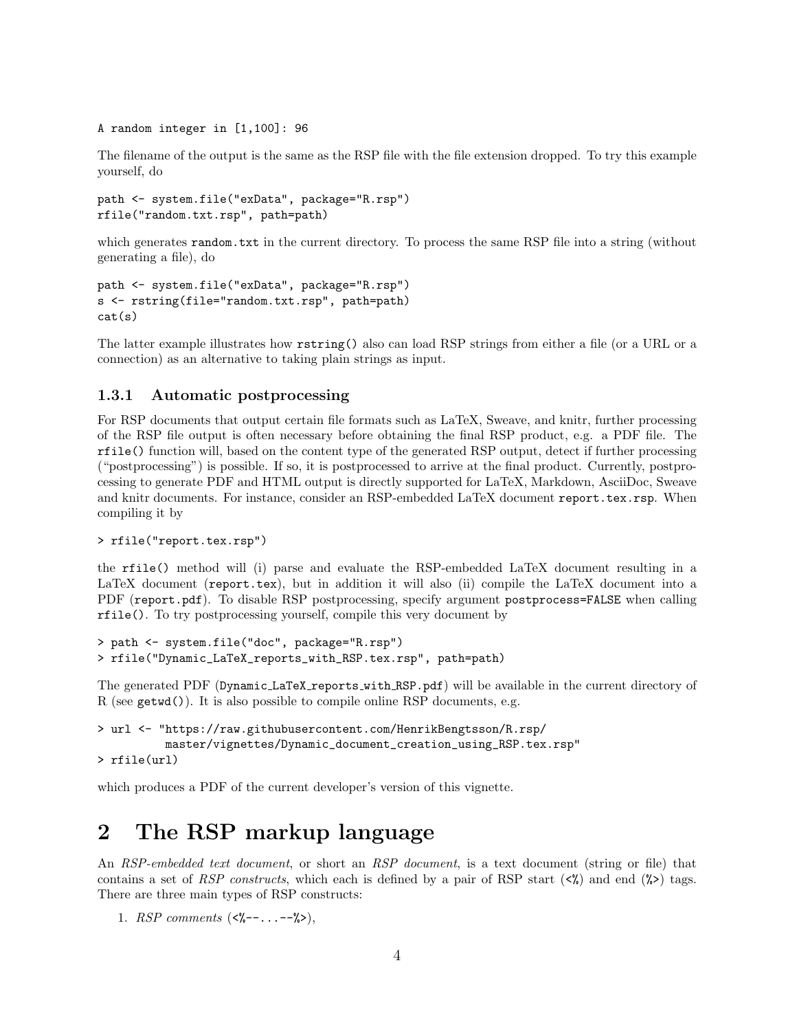```
A random integer in [1,100]: 96
```

The filename of the output is the same as the RSP file with the file extension dropped. To try this example yourself, do

```
path <- system.file("exData", package="R.rsp")
rfile("random.txt.rsp", path=path)
```

which generates `random.txt` in the current directory. To process the same RSP file into a string (without generating a file), do

```
path <- system.file("exData", package="R.rsp")
s <- rstring(file="random.txt.rsp", path=path)
cat(s)
```

The latter example illustrates how `rstring()` also can load RSP strings from either a file (or a URL or a connection) as an alternative to taking plain strings as input.

### 1.3.1 Automatic postprocessing

For RSP documents that output certain file formats such as LaTeX, Sweave, and knitr, further processing of the RSP file output is often necessary before obtaining the final RSP product, e.g. a PDF file. The `rfile()` function will, based on the content type of the generated RSP output, detect if further processing ("postprocessing") is possible. If so, it is postprocessed to arrive at the final product. Currently, postprocessing to generate PDF and HTML output is directly supported for LaTeX, Markdown, AsciiDoc, Sweave and knitr documents. For instance, consider an RSP-embedded LaTeX document `report.tex.rsp`. When compiling it by

```
> rfile("report.tex.rsp")
```

the `rfile()` method will (i) parse and evaluate the RSP-embedded LaTeX document resulting in a LaTeX document (`report.tex`), but in addition it will also (ii) compile the LaTeX document into a PDF (`report.pdf`). To disable RSP postprocessing, specify argument `postprocess=FALSE` when calling `rfile()`. To try postprocessing yourself, compile this very document by

```
> path <- system.file("doc", package="R.rsp")
> rfile("Dynamic_LaTeX_reports_with_RSP.tex.rsp", path=path)
```

The generated PDF (`Dynamic_LaTeX_reports_with_RSP.pdf`) will be available in the current directory of R (see `getwd()`). It is also possible to compile online RSP documents, e.g.

```
> url <- "https://raw.githubusercontent.com/HenrikBengtsson/R.rsp/
          master/vignettes/Dynamic_document_creation_using_RSP.tex.rsp"
> rfile(url)
```

which produces a PDF of the current developer's version of this vignette.

# 2 The RSP markup language

An *RSP-embedded text document*, or short an *RSP document*, is a text document (string or file) that contains a set of *RSP constructs*, which each is defined by a pair of RSP start (`<%`) and end (`%>`) tags. There are three main types of RSP constructs:

1. *RSP comments* (`<%--...--%>`),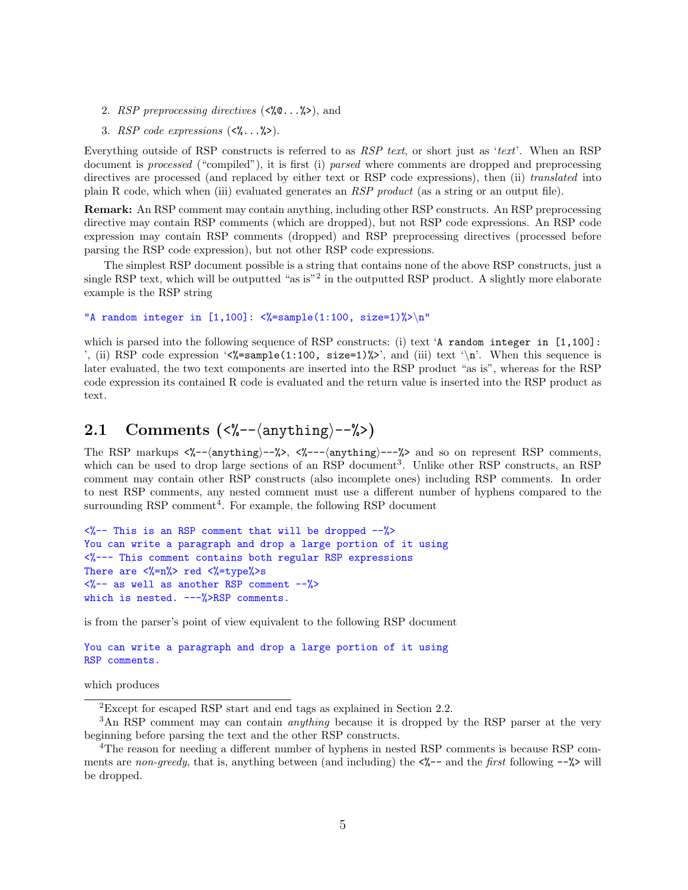2. *RSP preprocessing directives* (`<%@...%>`), and
3. *RSP code expressions* (`<%...%>`).

Everything outside of RSP constructs is referred to as *RSP text*, or short just as '*text*'. When an RSP document is *processed* ("compiled"), it is first (i) *parsed* where comments are dropped and preprocessing directives are processed (and replaced by either text or RSP code expressions), then (ii) *translated* into plain R code, which when (iii) evaluated generates an *RSP product* (as a string or an output file).

**Remark:** An RSP comment may contain anything, including other RSP constructs. An RSP preprocessing directive may contain RSP comments (which are dropped), but not RSP code expressions. An RSP code expression may contain RSP comments (dropped) and RSP preprocessing directives (processed before parsing the RSP code expression), but not other RSP code expressions.

The simplest RSP document possible is a string that contains none of the above RSP constructs, just a single RSP text, which will be outputted "as is"[2] in the outputted RSP product. A slightly more elaborate example is the RSP string

```
"A random integer in [1,100]: <%=sample(1:100, size=1)%>\n"
```

which is parsed into the following sequence of RSP constructs: (i) text '`A random integer in [1,100]: `', (ii) RSP code expression '`<%=sample(1:100, size=1)%>`', and (iii) text '`\n`'. When this sequence is later evaluated, the two text components are inserted into the RSP product "as is", whereas for the RSP code expression its contained R code is evaluated and the return value is inserted into the RSP product as text.

## 2.1 Comments (`<%--`⟨anything⟩`--%>`)

The RSP markups `<%--`⟨anything⟩`--%>`, `<%---`⟨anything⟩`---%>` and so on represent RSP comments, which can be used to drop large sections of an RSP document[3]. Unlike other RSP constructs, an RSP comment may contain other RSP constructs (also incomplete ones) including RSP comments. In order to nest RSP comments, any nested comment must use a different number of hyphens compared to the surrounding RSP comment[4]. For example, the following RSP document

```
<%-- This is an RSP comment that will be dropped --%>
You can write a paragraph and drop a large portion of it using
<%--- This comment contains both regular RSP expressions
There are <%=n%> red <%=type%>s
<%-- as well as another RSP comment --%>
which is nested. ---%>RSP comments.
```

is from the parser's point of view equivalent to the following RSP document

```
You can write a paragraph and drop a large portion of it using
RSP comments.
```

which produces

[2]Except for escaped RSP start and end tags as explained in Section 2.2.

[3]An RSP comment may can contain *anything* because it is dropped by the RSP parser at the very beginning before parsing the text and the other RSP constructs.

[4]The reason for needing a different number of hyphens in nested RSP comments is because RSP comments are *non-greedy*, that is, anything between (and including) the `<%--` and the *first* following `--%>` will be dropped.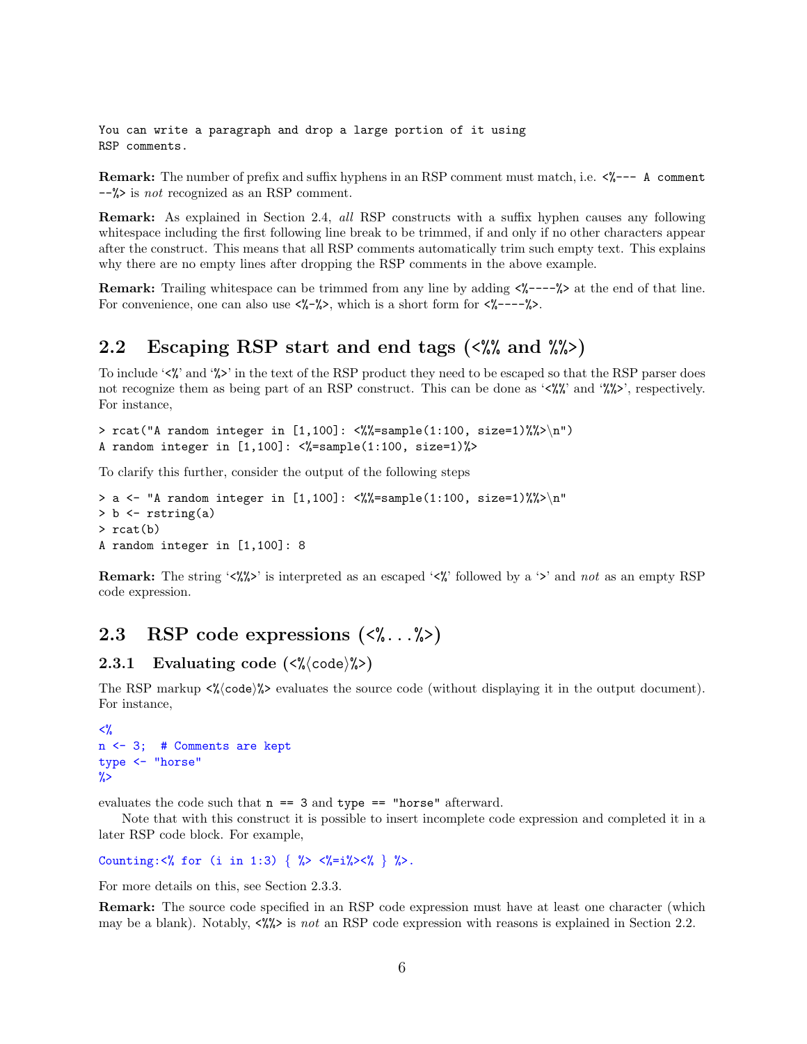```
You can write a paragraph and drop a large portion of it using
RSP comments.
```

**Remark:** The number of prefix and suffix hyphens in an RSP comment must match, i.e. `<%--- A comment --%>` is *not* recognized as an RSP comment.

**Remark:** As explained in Section 2.4, *all* RSP constructs with a suffix hyphen causes any following whitespace including the first following line break to be trimmed, if and only if no other characters appear after the construct. This means that all RSP comments automatically trim such empty text. This explains why there are no empty lines after dropping the RSP comments in the above example.

**Remark:** Trailing whitespace can be trimmed from any line by adding `<%----%>` at the end of that line. For convenience, one can also use `<%-%>`, which is a short form for `<%----%>`.

## 2.2 Escaping RSP start and end tags (<%% and %%>)

To include '`<%`' and '`%>`' in the text of the RSP product they need to be escaped so that the RSP parser does not recognize them as being part of an RSP construct. This can be done as '`<%%`' and '`%%>`', respectively. For instance,

```
> rcat("A random integer in [1,100]: <%%=sample(1:100, size=1)%%>\n")
A random integer in [1,100]: <%=sample(1:100, size=1)%>
```

To clarify this further, consider the output of the following steps

```
> a <- "A random integer in [1,100]: <%%=sample(1:100, size=1)%%>\n"
> b <- rstring(a)
> rcat(b)
A random integer in [1,100]: 8
```

**Remark:** The string '`<%%>`' is interpreted as an escaped '`<%`' followed by a '`>`' and *not* as an empty RSP code expression.

## 2.3 RSP code expressions (<%...%>)

### 2.3.1 Evaluating code (<%⟨code⟩%>)

The RSP markup `<%⟨code⟩%>` evaluates the source code (without displaying it in the output document). For instance,

```
<%
n <- 3;  # Comments are kept
type <- "horse"
%>
```

evaluates the code such that `n == 3` and `type == "horse"` afterward.

Note that with this construct it is possible to insert incomplete code expression and completed it in a later RSP code block. For example,

```
Counting:<% for (i in 1:3) { %> <%=i%><% } %>.
```

For more details on this, see Section 2.3.3.

**Remark:** The source code specified in an RSP code expression must have at least one character (which may be a blank). Notably, `<%%>` is *not* an RSP code expression with reasons is explained in Section 2.2.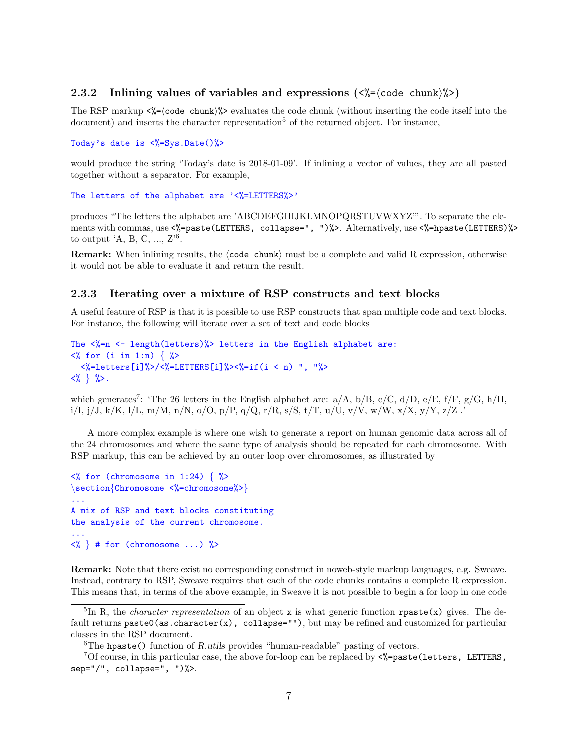### 2.3.2 Inlining values of variables and expressions (`<%=⟨code chunk⟩%>`)

The RSP markup `<%=⟨code chunk⟩%>` evaluates the code chunk (without inserting the code itself into the document) and inserts the character representation[5] of the returned object. For instance,

```
Today's date is <%=Sys.Date()%>
```

would produce the string 'Today's date is 2018-01-09'. If inlining a vector of values, they are all pasted together without a separator. For example,

```
The letters of the alphabet are '<%=LETTERS%>'
```

produces "The letters the alphabet are 'ABCDEFGHIJKLMNOPQRSTUVWXYZ'". To separate the elements with commas, use `<%=paste(LETTERS, collapse=", ")%>`. Alternatively, use `<%=hpaste(LETTERS)%>` to output 'A, B, C, ..., Z'[6].

**Remark:** When inlining results, the ⟨`code chunk`⟩ must be a complete and valid R expression, otherwise it would not be able to evaluate it and return the result.

### 2.3.3 Iterating over a mixture of RSP constructs and text blocks

A useful feature of RSP is that it is possible to use RSP constructs that span multiple code and text blocks. For instance, the following will iterate over a set of text and code blocks

```
The <%=n <- length(letters)%> letters in the English alphabet are:
<% for (i in 1:n) { %>
  <%=letters[i]%>/<%=LETTERS[i]%><%=if(i < n) ", "%>
<% } %>.
```

which generates[7]: 'The 26 letters in the English alphabet are: a/A, b/B, c/C, d/D, e/E, f/F, g/G, h/H, i/I, j/J, k/K, l/L, m/M, n/N, o/O, p/P, q/Q, r/R, s/S, t/T, u/U, v/V, w/W, x/X, y/Y, z/Z .'

A more complex example is where one wish to generate a report on human genomic data across all of the 24 chromosomes and where the same type of analysis should be repeated for each chromosome. With RSP markup, this can be achieved by an outer loop over chromosomes, as illustrated by

```
<% for (chromosome in 1:24) { %>
\section{Chromosome <%=chromosome%>}
...
A mix of RSP and text blocks constituting
the analysis of the current chromosome.
...
<% } # for (chromosome ...) %>
```

**Remark:** Note that there exist no corresponding construct in noweb-style markup languages, e.g. Sweave. Instead, contrary to RSP, Sweave requires that each of the code chunks contains a complete R expression. This means that, in terms of the above example, in Sweave it is not possible to begin a for loop in one code

---

[5] In R, the *character representation* of an object `x` is what generic function `rpaste(x)` gives. The default returns `paste0(as.character(x), collapse="")`, but may be refined and customized for particular classes in the RSP document.

[6] The `hpaste()` function of *R.utils* provides "human-readable" pasting of vectors.

[7] Of course, in this particular case, the above for-loop can be replaced by `<%=paste(letters, LETTERS, sep="/", collapse=", ")%>`.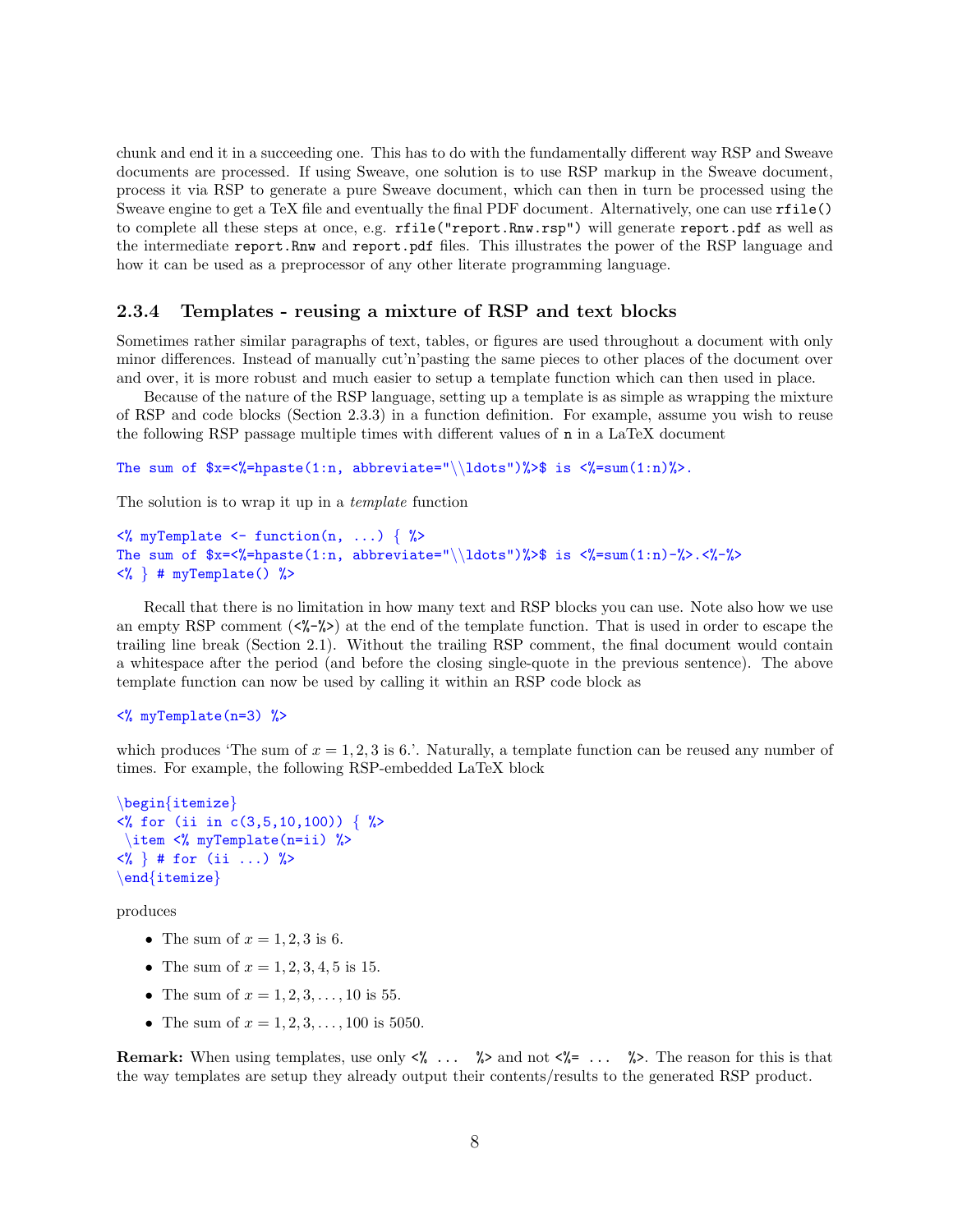chunk and end it in a succeeding one. This has to do with the fundamentally different way RSP and Sweave documents are processed. If using Sweave, one solution is to use RSP markup in the Sweave document, process it via RSP to generate a pure Sweave document, which can then in turn be processed using the Sweave engine to get a TeX file and eventually the final PDF document. Alternatively, one can use `rfile()` to complete all these steps at once, e.g. `rfile("report.Rnw.rsp")` will generate `report.pdf` as well as the intermediate `report.Rnw` and `report.pdf` files. This illustrates the power of the RSP language and how it can be used as a preprocessor of any other literate programming language.

### 2.3.4 Templates - reusing a mixture of RSP and text blocks

Sometimes rather similar paragraphs of text, tables, or figures are used throughout a document with only minor differences. Instead of manually cut'n'pasting the same pieces to other places of the document over and over, it is more robust and much easier to setup a template function which can then used in place.

Because of the nature of the RSP language, setting up a template is as simple as wrapping the mixture of RSP and code blocks (Section 2.3.3) in a function definition. For example, assume you wish to reuse the following RSP passage multiple times with different values of `n` in a LaTeX document

```
The sum of $x=<%=hpaste(1:n, abbreviate="\\ldots")%>$ is <%=sum(1:n)%>.
```

The solution is to wrap it up in a *template* function

```
<% myTemplate <- function(n, ...) { %>
The sum of $x=<%=hpaste(1:n, abbreviate="\\ldots")%>$ is <%=sum(1:n)-%>.<%-%>
<% } # myTemplate() %>
```

Recall that there is no limitation in how many text and RSP blocks you can use. Note also how we use an empty RSP comment (`<%-%>`) at the end of the template function. That is used in order to escape the trailing line break (Section 2.1). Without the trailing RSP comment, the final document would contain a whitespace after the period (and before the closing single-quote in the previous sentence). The above template function can now be used by calling it within an RSP code block as

```
<% myTemplate(n=3) %>
```

which produces 'The sum of $x = 1, 2, 3$ is 6.'. Naturally, a template function can be reused any number of times. For example, the following RSP-embedded LaTeX block

```
\begin{itemize}
<% for (ii in c(3,5,10,100)) { %>
 \item <% myTemplate(n=ii) %>
<% } # for (ii ...) %>
\end{itemize}
```

produces

- The sum of $x = 1, 2, 3$ is 6.
- The sum of $x = 1, 2, 3, 4, 5$ is 15.
- The sum of $x = 1, 2, 3, \ldots, 10$ is 55.
- The sum of $x = 1, 2, 3, \ldots, 100$ is 5050.

**Remark:** When using templates, use only `<% ... %>` and not `<%= ... %>`. The reason for this is that the way templates are setup they already output their contents/results to the generated RSP product.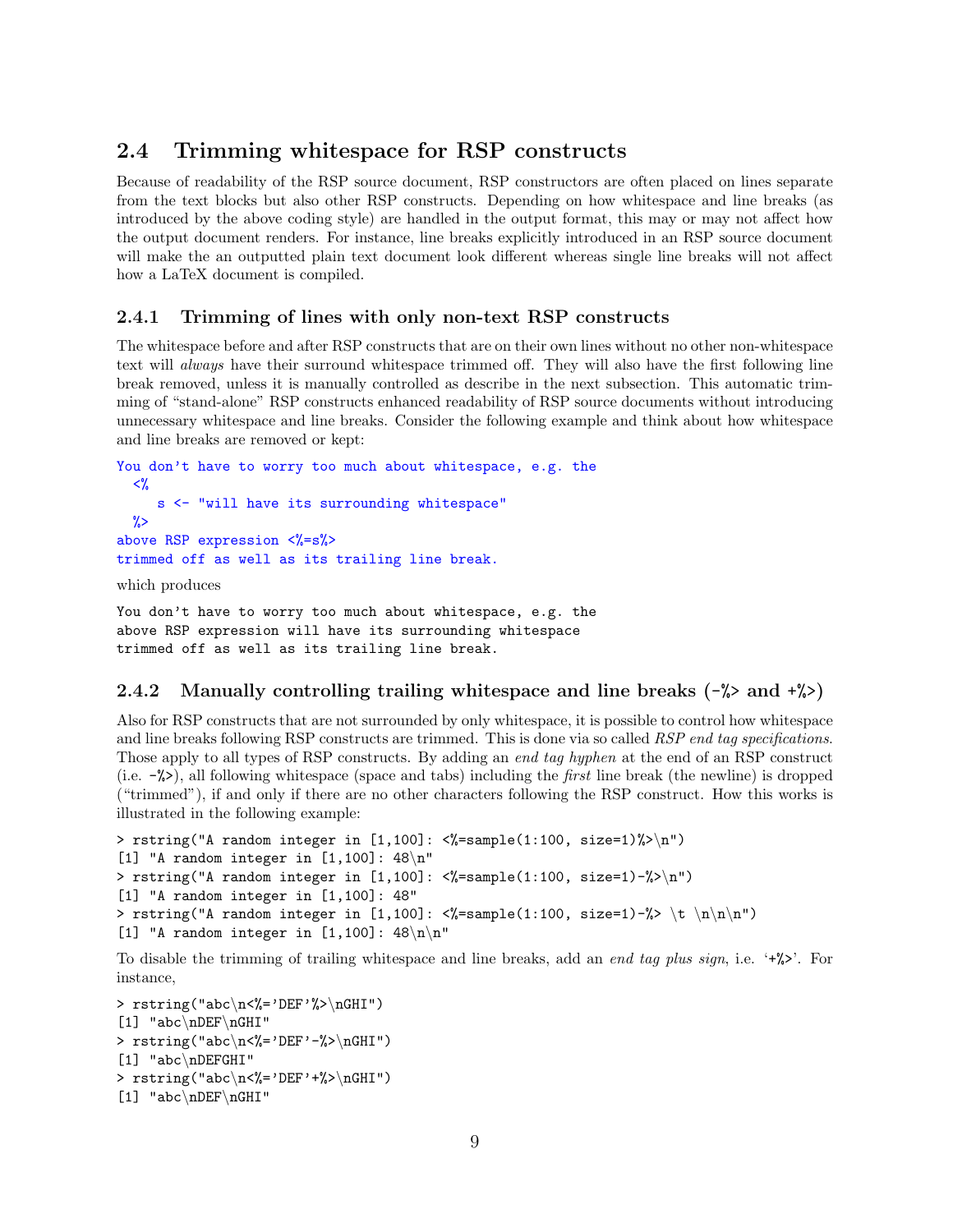## 2.4 Trimming whitespace for RSP constructs

Because of readability of the RSP source document, RSP constructors are often placed on lines separate from the text blocks but also other RSP constructs. Depending on how whitespace and line breaks (as introduced by the above coding style) are handled in the output format, this may or may not affect how the output document renders. For instance, line breaks explicitly introduced in an RSP source document will make the an outputted plain text document look different whereas single line breaks will not affect how a LaTeX document is compiled.

### 2.4.1 Trimming of lines with only non-text RSP constructs

The whitespace before and after RSP constructs that are on their own lines without no other non-whitespace text will *always* have their surround whitespace trimmed off. They will also have the first following line break removed, unless it is manually controlled as describe in the next subsection. This automatic trimming of "stand-alone" RSP constructs enhanced readability of RSP source documents without introducing unnecessary whitespace and line breaks. Consider the following example and think about how whitespace and line breaks are removed or kept:

```
You don't have to worry too much about whitespace, e.g. the
  <%
     s <- "will have its surrounding whitespace"
  %>
above RSP expression <%=s%>
trimmed off as well as its trailing line break.
```

which produces

```
You don't have to worry too much about whitespace, e.g. the
above RSP expression will have its surrounding whitespace
trimmed off as well as its trailing line break.
```

### 2.4.2 Manually controlling trailing whitespace and line breaks (-%> and +%>)

Also for RSP constructs that are not surrounded by only whitespace, it is possible to control how whitespace and line breaks following RSP constructs are trimmed. This is done via so called *RSP end tag specifications*. Those apply to all types of RSP constructs. By adding an *end tag hyphen* at the end of an RSP construct (i.e. `-%>`), all following whitespace (space and tabs) including the *first* line break (the newline) is dropped ("trimmed"), if and only if there are no other characters following the RSP construct. How this works is illustrated in the following example:

```
> rstring("A random integer in [1,100]: <%=sample(1:100, size=1)%>\n")
[1] "A random integer in [1,100]: 48\n"
> rstring("A random integer in [1,100]: <%=sample(1:100, size=1)-%>\n")
[1] "A random integer in [1,100]: 48"
> rstring("A random integer in [1,100]: <%=sample(1:100, size=1)-%> \t \n\n\n")
[1] "A random integer in [1,100]: 48\n\n"
```

To disable the trimming of trailing whitespace and line breaks, add an *end tag plus sign*, i.e. '`+%>`'. For instance,

```
> rstring("abc\n<%='DEF'%>\nGHI")
[1] "abc\nDEF\nGHI"
> rstring("abc\n<%='DEF'-%>\nGHI")
[1] "abc\nDEFGHI"
> rstring("abc\n<%='DEF'+%>\nGHI")
[1] "abc\nDEF\nGHI"
```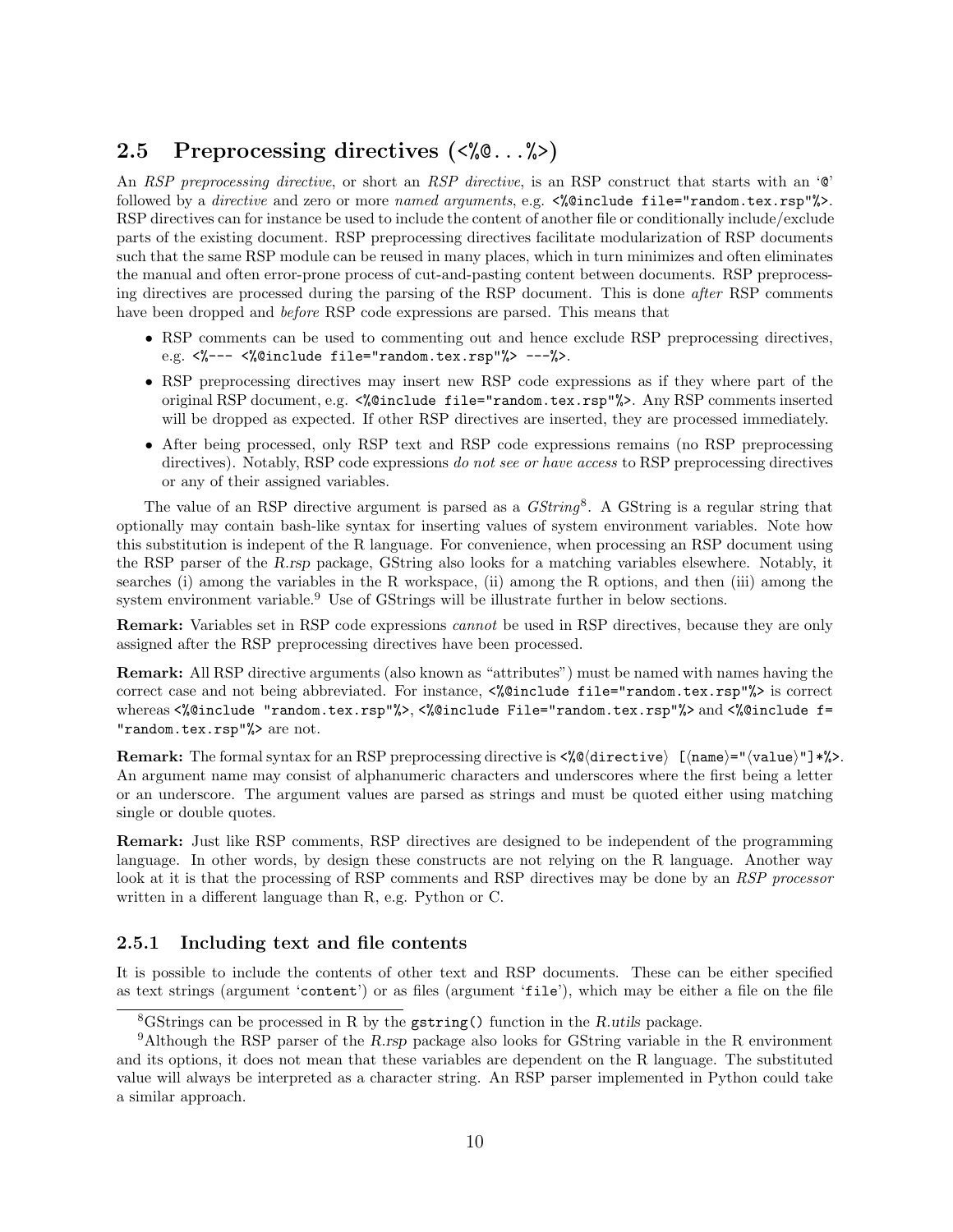## 2.5 Preprocessing directives (`<%@...%>`)

An *RSP preprocessing directive*, or short an *RSP directive*, is an RSP construct that starts with an '`@`' followed by a *directive* and zero or more *named arguments*, e.g. `<%@include file="random.tex.rsp"%>`. RSP directives can for instance be used to include the content of another file or conditionally include/exclude parts of the existing document. RSP preprocessing directives facilitate modularization of RSP documents such that the same RSP module can be reused in many places, which in turn minimizes and often eliminates the manual and often error-prone process of cut-and-pasting content between documents. RSP preprocessing directives are processed during the parsing of the RSP document. This is done *after* RSP comments have been dropped and *before* RSP code expressions are parsed. This means that

- RSP comments can be used to commenting out and hence exclude RSP preprocessing directives, e.g. `<%--- <%@include file="random.tex.rsp"%> ---%>`.
- RSP preprocessing directives may insert new RSP code expressions as if they where part of the original RSP document, e.g. `<%@include file="random.tex.rsp"%>`. Any RSP comments inserted will be dropped as expected. If other RSP directives are inserted, they are processed immediately.
- After being processed, only RSP text and RSP code expressions remains (no RSP preprocessing directives). Notably, RSP code expressions *do not see or have access* to RSP preprocessing directives or any of their assigned variables.

The value of an RSP directive argument is parsed as a *GString*[8]. A GString is a regular string that optionally may contain bash-like syntax for inserting values of system environment variables. Note how this substitution is indepent of the R language. For convenience, when processing an RSP document using the RSP parser of the *R.rsp* package, GString also looks for a matching variables elsewhere. Notably, it searches (i) among the variables in the R workspace, (ii) among the R options, and then (iii) among the system environment variable.[9] Use of GStrings will be illustrate further in below sections.

**Remark:** Variables set in RSP code expressions *cannot* be used in RSP directives, because they are only assigned after the RSP preprocessing directives have been processed.

**Remark:** All RSP directive arguments (also known as "attributes") must be named with names having the correct case and not being abbreviated. For instance, `<%@include file="random.tex.rsp"%>` is correct whereas `<%@include "random.tex.rsp"%>`, `<%@include File="random.tex.rsp"%>` and `<%@include f="random.tex.rsp"%>` are not.

**Remark:** The formal syntax for an RSP preprocessing directive is `<%@⟨directive⟩ [⟨name⟩="⟨value⟩"]*%>`. An argument name may consist of alphanumeric characters and underscores where the first being a letter or an underscore. The argument values are parsed as strings and must be quoted either using matching single or double quotes.

**Remark:** Just like RSP comments, RSP directives are designed to be independent of the programming language. In other words, by design these constructs are not relying on the R language. Another way look at it is that the processing of RSP comments and RSP directives may be done by an *RSP processor* written in a different language than R, e.g. Python or C.

### 2.5.1 Including text and file contents

It is possible to include the contents of other text and RSP documents. These can be either specified as text strings (argument '`content`') or as files (argument '`file`'), which may be either a file on the file

[8] GStrings can be processed in R by the `gstring()` function in the *R.utils* package.

[9] Although the RSP parser of the *R.rsp* package also looks for GString variable in the R environment and its options, it does not mean that these variables are dependent on the R language. The substituted value will always be interpreted as a character string. An RSP parser implemented in Python could take a similar approach.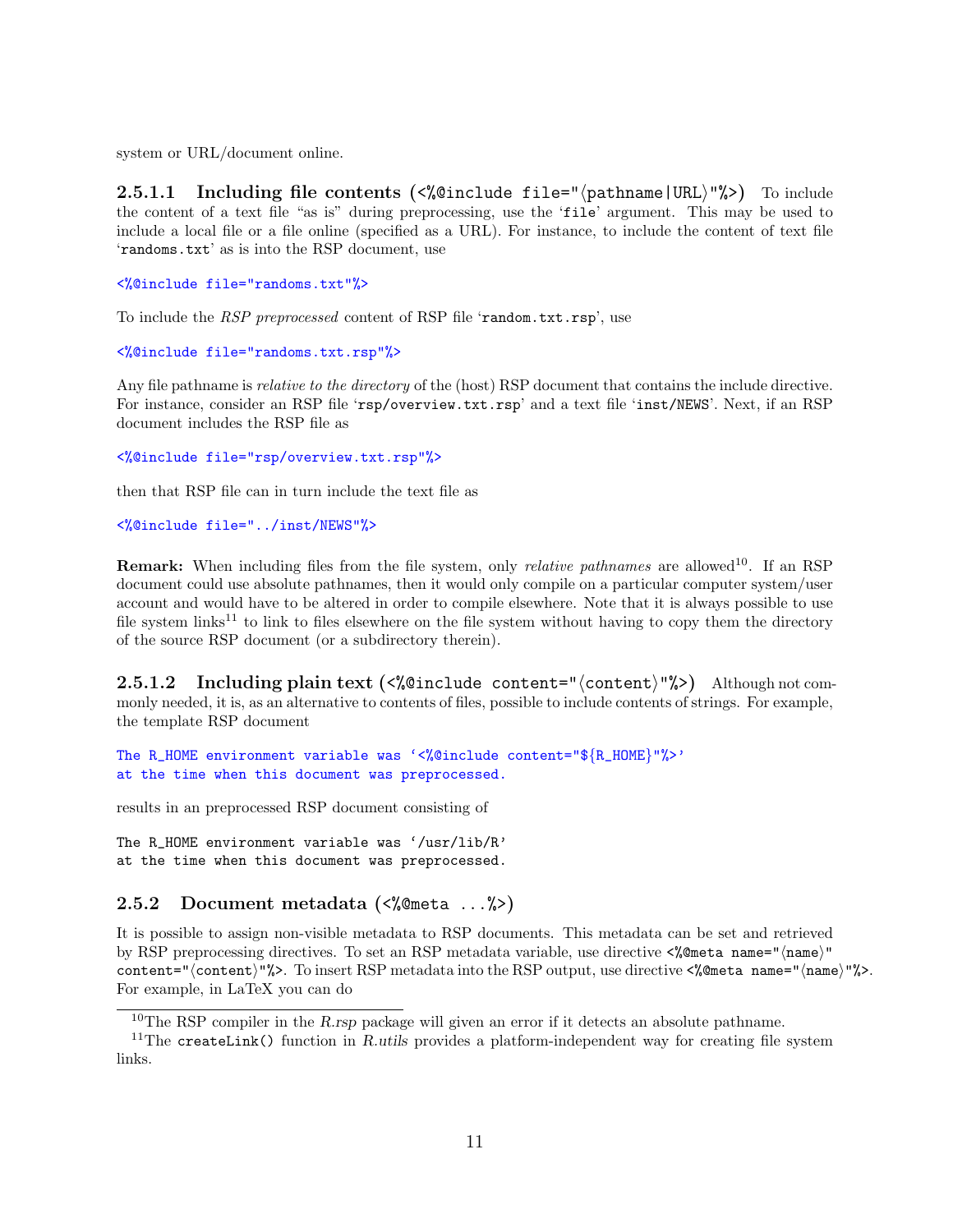system or URL/document online.

#### 2.5.1.1 Including file contents (`<%@include file="⟨pathname|URL⟩"%>`)

To include the content of a text file "as is" during preprocessing, use the '`file`' argument. This may be used to include a local file or a file online (specified as a URL). For instance, to include the content of text file '`randoms.txt`' as is into the RSP document, use

```
<%@include file="randoms.txt"%>
```

To include the *RSP preprocessed* content of RSP file '`random.txt.rsp`', use

```
<%@include file="randoms.txt.rsp"%>
```

Any file pathname is *relative to the directory* of the (host) RSP document that contains the include directive. For instance, consider an RSP file '`rsp/overview.txt.rsp`' and a text file '`inst/NEWS`'. Next, if an RSP document includes the RSP file as

```
<%@include file="rsp/overview.txt.rsp"%>
```

then that RSP file can in turn include the text file as

```
<%@include file="../inst/NEWS"%>
```

**Remark:** When including files from the file system, only *relative pathnames* are allowed[10]. If an RSP document could use absolute pathnames, then it would only compile on a particular computer system/user account and would have to be altered in order to compile elsewhere. Note that it is always possible to use file system links[11] to link to files elsewhere on the file system without having to copy them the directory of the source RSP document (or a subdirectory therein).

#### 2.5.1.2 Including plain text (`<%@include content="⟨content⟩"%>`)

Although not commonly needed, it is, as an alternative to contents of files, possible to include contents of strings. For example, the template RSP document

```
The R_HOME environment variable was '<%@include content="${R_HOME}"%>'
at the time when this document was preprocessed.
```

results in an preprocessed RSP document consisting of

```
The R_HOME environment variable was '/usr/lib/R'
at the time when this document was preprocessed.
```

### 2.5.2 Document metadata (`<%@meta ...%>`)

It is possible to assign non-visible metadata to RSP documents. This metadata can be set and retrieved by RSP preprocessing directives. To set an RSP metadata variable, use directive `<%@meta name="⟨name⟩" content="⟨content⟩"%>`. To insert RSP metadata into the RSP output, use directive `<%@meta name="⟨name⟩"%>`. For example, in LaTeX you can do

[10] The RSP compiler in the *R.rsp* package will given an error if it detects an absolute pathname.

[11] The `createLink()` function in *R.utils* provides a platform-independent way for creating file system links.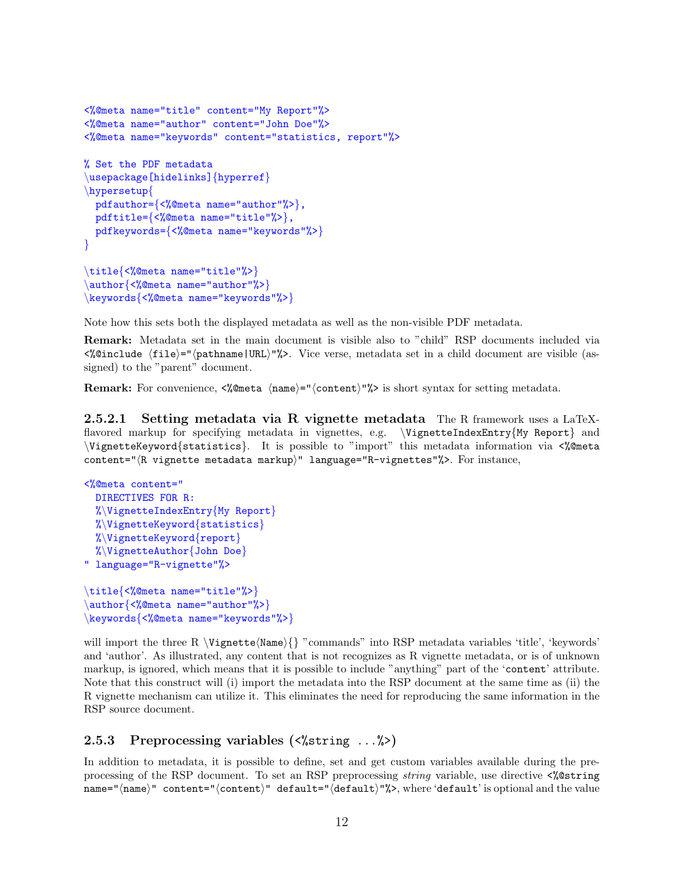```
<%@meta name="title" content="My Report"%>
<%@meta name="author" content="John Doe"%>
<%@meta name="keywords" content="statistics, report"%>

% Set the PDF metadata
\usepackage[hidelinks]{hyperref}
\hypersetup{
  pdfauthor={<%@meta name="author"%>},
  pdftitle={<%@meta name="title"%>},
  pdfkeywords={<%@meta name="keywords"%>}
}

\title{<%@meta name="title"%>}
\author{<%@meta name="author"%>}
\keywords{<%@meta name="keywords"%>}
```

Note how this sets both the displayed metadata as well as the non-visible PDF metadata.

**Remark:** Metadata set in the main document is visible also to "child" RSP documents included via `<%@include ⟨file⟩="⟨pathname|URL⟩"%>`. Vice verse, metadata set in a child document are visible (assigned) to the "parent" document.

**Remark:** For convenience, `<%@meta ⟨name⟩="⟨content⟩"%>` is short syntax for setting metadata.

#### 2.5.2.1 Setting metadata via R vignette metadata

The R framework uses a LaTeX-flavored markup for specifying metadata in vignettes, e.g. `\VignetteIndexEntry{My Report}` and `\VignetteKeyword{statistics}`. It is possible to "import" this metadata information via `<%@meta content="⟨R vignette metadata markup⟩" language="R-vignettes"%>`. For instance,

```
<%@meta content="
  DIRECTIVES FOR R:
  %\VignetteIndexEntry{My Report}
  %\VignetteKeyword{statistics}
  %\VignetteKeyword{report}
  %\VignetteAuthor{John Doe}
" language="R-vignette"%>

\title{<%@meta name="title"%>}
\author{<%@meta name="author"%>}
\keywords{<%@meta name="keywords"%>}
```

will import the three R `\Vignette⟨Name⟩{}` "commands" into RSP metadata variables 'title', 'keywords' and 'author'. As illustrated, any content that is not recognizes as R vignette metadata, or is of unknown markup, is ignored, which means that it is possible to include "anything" part of the '`content`' attribute. Note that this construct will (i) import the metadata into the RSP document at the same time as (ii) the R vignette mechanism can utilize it. This eliminates the need for reproducing the same information in the RSP source document.

### 2.5.3 Preprocessing variables (`<%string ...%>`)

In addition to metadata, it is possible to define, set and get custom variables available during the preprocessing of the RSP document. To set an RSP preprocessing *string* variable, use directive `<%@string name="⟨name⟩" content="⟨content⟩" default="⟨default⟩"%>`, where '`default`' is optional and the value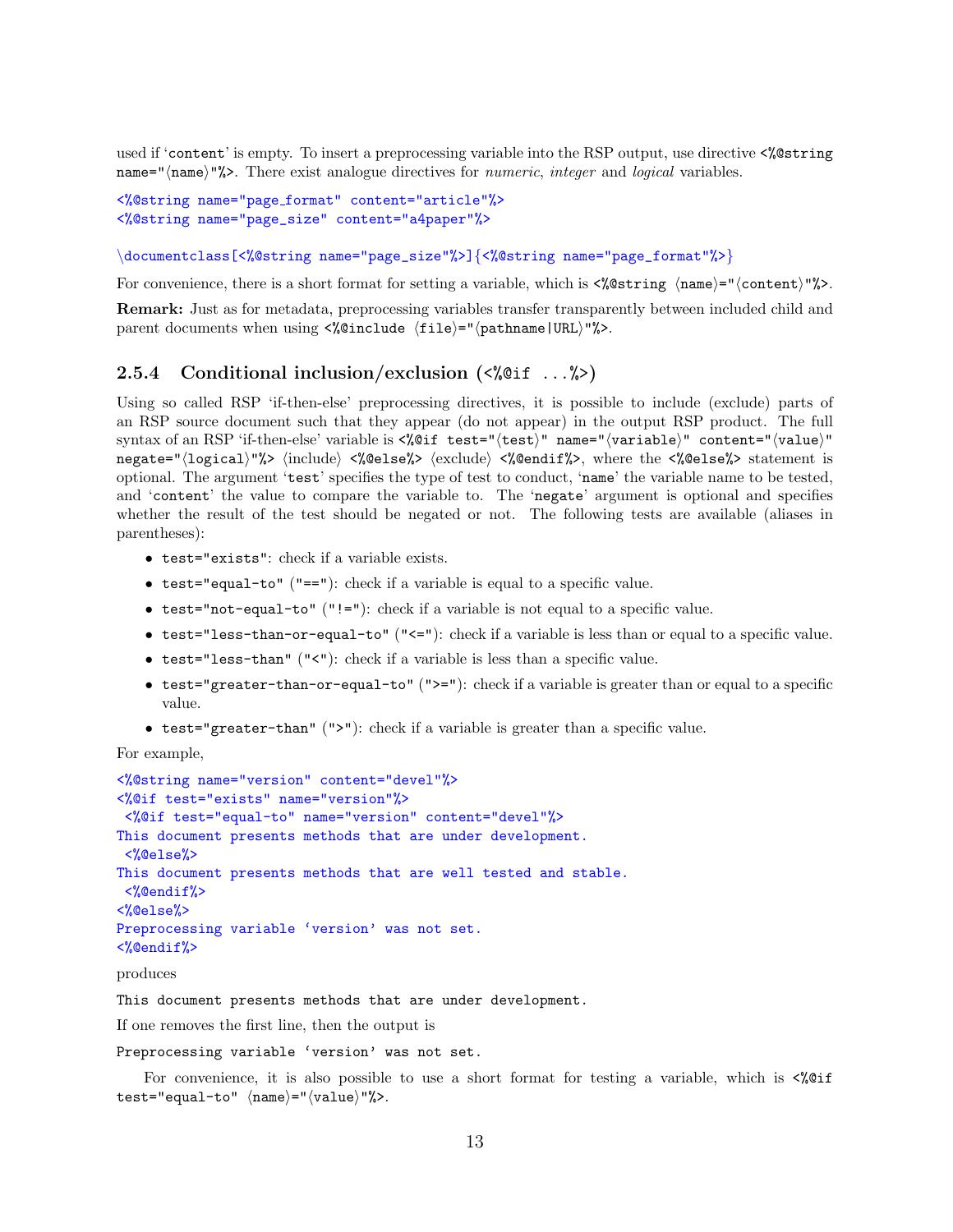used if 'content' is empty. To insert a preprocessing variable into the RSP output, use directive `<%@string name="⟨name⟩"%>`. There exist analogue directives for *numeric*, *integer* and *logical* variables.

```
<%@string name="page_format" content="article"%>
<%@string name="page_size" content="a4paper"%>

\documentclass[<%@string name="page_size"%>]{<%@string name="page_format"%>}
```

For convenience, there is a short format for setting a variable, which is `<%@string ⟨name⟩="⟨content⟩"%>`.

**Remark:** Just as for metadata, preprocessing variables transfer transparently between included child and parent documents when using `<%@include ⟨file⟩="⟨pathname|URL⟩"%>`.

### 2.5.4 Conditional inclusion/exclusion (`<%@if ...%>`)

Using so called RSP 'if-then-else' preprocessing directives, it is possible to include (exclude) parts of an RSP source document such that they appear (do not appear) in the output RSP product. The full syntax of an RSP 'if-then-else' variable is `<%@if test="⟨test⟩" name="⟨variable⟩" content="⟨value⟩" negate="⟨logical⟩"%>` ⟨include⟩ `<%@else%>` ⟨exclude⟩ `<%@endif%>`, where the `<%@else%>` statement is optional. The argument 'test' specifies the type of test to conduct, 'name' the variable name to be tested, and 'content' the value to compare the variable to. The 'negate' argument is optional and specifies whether the result of the test should be negated or not. The following tests are available (aliases in parentheses):

- `test="exists"`: check if a variable exists.
- `test="equal-to"` (`"=="`): check if a variable is equal to a specific value.
- `test="not-equal-to"` (`"!="`): check if a variable is not equal to a specific value.
- `test="less-than-or-equal-to"` (`"<="`): check if a variable is less than or equal to a specific value.
- `test="less-than"` (`"<"`): check if a variable is less than a specific value.
- `test="greater-than-or-equal-to"` (`">="`): check if a variable is greater than or equal to a specific value.
- `test="greater-than"` (`">"`): check if a variable is greater than a specific value.

For example,

```
<%@string name="version" content="devel"%>
<%@if test="exists" name="version"%>
 <%@if test="equal-to" name="version" content="devel"%>
This document presents methods that are under development.
 <%@else%>
This document presents methods that are well tested and stable.
 <%@endif%>
<%@else%>
Preprocessing variable 'version' was not set.
<%@endif%>
```

produces

```
This document presents methods that are under development.
```

If one removes the first line, then the output is

```
Preprocessing variable 'version' was not set.
```

For convenience, it is also possible to use a short format for testing a variable, which is `<%@if test="equal-to" ⟨name⟩="⟨value⟩"%>`.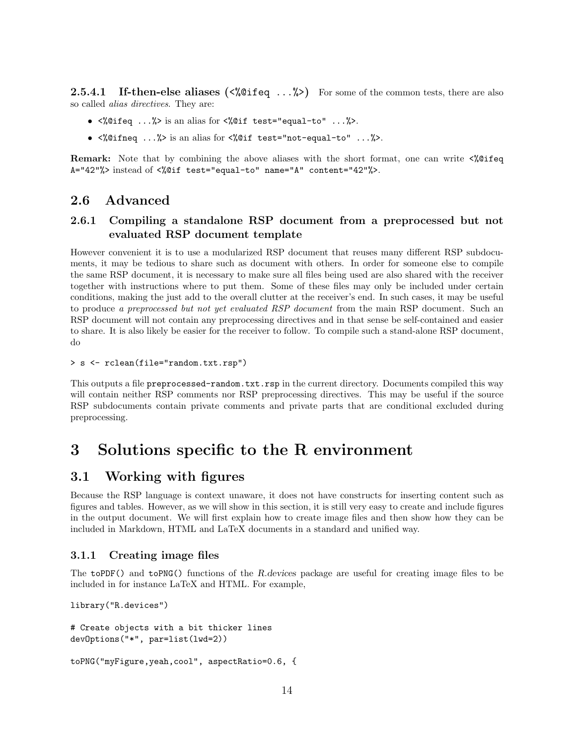#### 2.5.4.1 If-then-else aliases (`<%@ifeq ...%>`)

For some of the common tests, there are also so called *alias directives*. They are:

- `<%@ifeq ...%>` is an alias for `<%@if test="equal-to" ...%>`.
- `<%@ifneq ...%>` is an alias for `<%@if test="not-equal-to" ...%>`.

**Remark:** Note that by combining the above aliases with the short format, one can write `<%@ifeq A="42"%>` instead of `<%@if test="equal-to" name="A" content="42"%>`.

## 2.6 Advanced

### 2.6.1 Compiling a standalone RSP document from a preprocessed but not evaluated RSP document template

However convenient it is to use a modularized RSP document that reuses many different RSP subdocuments, it may be tedious to share such as document with others. In order for someone else to compile the same RSP document, it is necessary to make sure all files being used are also shared with the receiver together with instructions where to put them. Some of these files may only be included under certain conditions, making the just add to the overall clutter at the receiver's end. In such cases, it may be useful to produce *a preprocessed but not yet evaluated RSP document* from the main RSP document. Such an RSP document will not contain any preprocessing directives and in that sense be self-contained and easier to share. It is also likely be easier for the receiver to follow. To compile such a stand-alone RSP document, do

```
> s <- rclean(file="random.txt.rsp")
```

This outputs a file `preprocessed-random.txt.rsp` in the current directory. Documents compiled this way will contain neither RSP comments nor RSP preprocessing directives. This may be useful if the source RSP subdocuments contain private comments and private parts that are conditional excluded during preprocessing.

# 3 Solutions specific to the R environment

## 3.1 Working with figures

Because the RSP language is context unaware, it does not have constructs for inserting content such as figures and tables. However, as we will show in this section, it is still very easy to create and include figures in the output document. We will first explain how to create image files and then show how they can be included in Markdown, HTML and LaTeX documents in a standard and unified way.

### 3.1.1 Creating image files

The `toPDF()` and `toPNG()` functions of the *R.devices* package are useful for creating image files to be included in for instance LaTeX and HTML. For example,

```
library("R.devices")

# Create objects with a bit thicker lines
devOptions("*", par=list(lwd=2))

toPNG("myFigure,yeah,cool", aspectRatio=0.6, {
```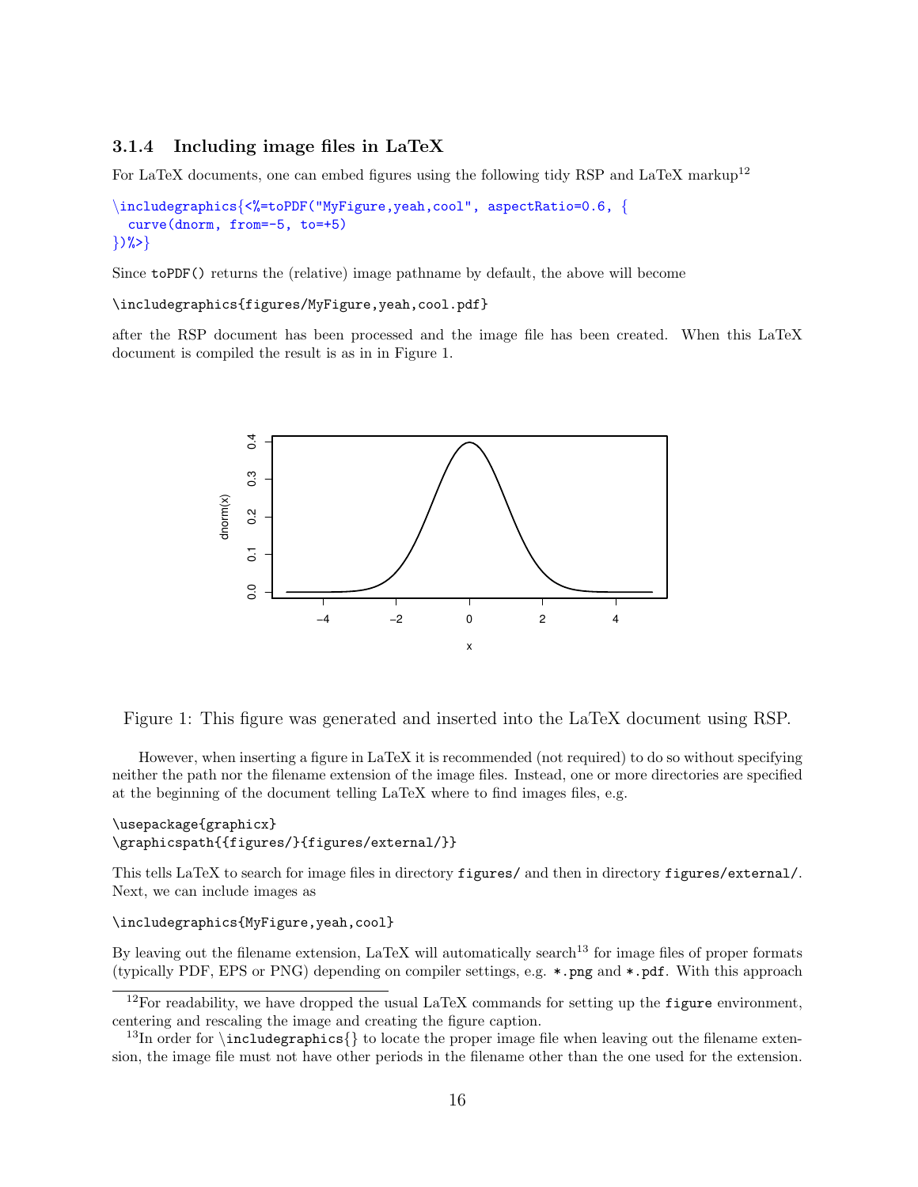### 3.1.4 Including image files in LaTeX

For LaTeX documents, one can embed figures using the following tidy RSP and LaTeX markup[12]

```
\includegraphics{<%=toPDF("MyFigure,yeah,cool", aspectRatio=0.6, {
  curve(dnorm, from=-5, to=+5)
})%>}
```

Since `toPDF()` returns the (relative) image pathname by default, the above will become

```
\includegraphics{figures/MyFigure,yeah,cool.pdf}
```

after the RSP document has been processed and the image file has been created. When this LaTeX document is compiled the result is as in in Figure 1.

Figure 1: This figure was generated and inserted into the LaTeX document using RSP.

However, when inserting a figure in LaTeX it is recommended (not required) to do so without specifying neither the path nor the filename extension of the image files. Instead, one or more directories are specified at the beginning of the document telling LaTeX where to find images files, e.g.

```
\usepackage{graphicx}
\graphicspath{{figures/}{figures/external/}}
```

This tells LaTeX to search for image files in directory `figures/` and then in directory `figures/external/`. Next, we can include images as

```
\includegraphics{MyFigure,yeah,cool}
```

By leaving out the filename extension, LaTeX will automatically search[13] for image files of proper formats (typically PDF, EPS or PNG) depending on compiler settings, e.g. `*.png` and `*.pdf`. With this approach

[12] For readability, we have dropped the usual LaTeX commands for setting up the `figure` environment, centering and rescaling the image and creating the figure caption.

[13] In order for `\includegraphics{}` to locate the proper image file when leaving out the filename extension, the image file must not have other periods in the filename other than the one used for the extension.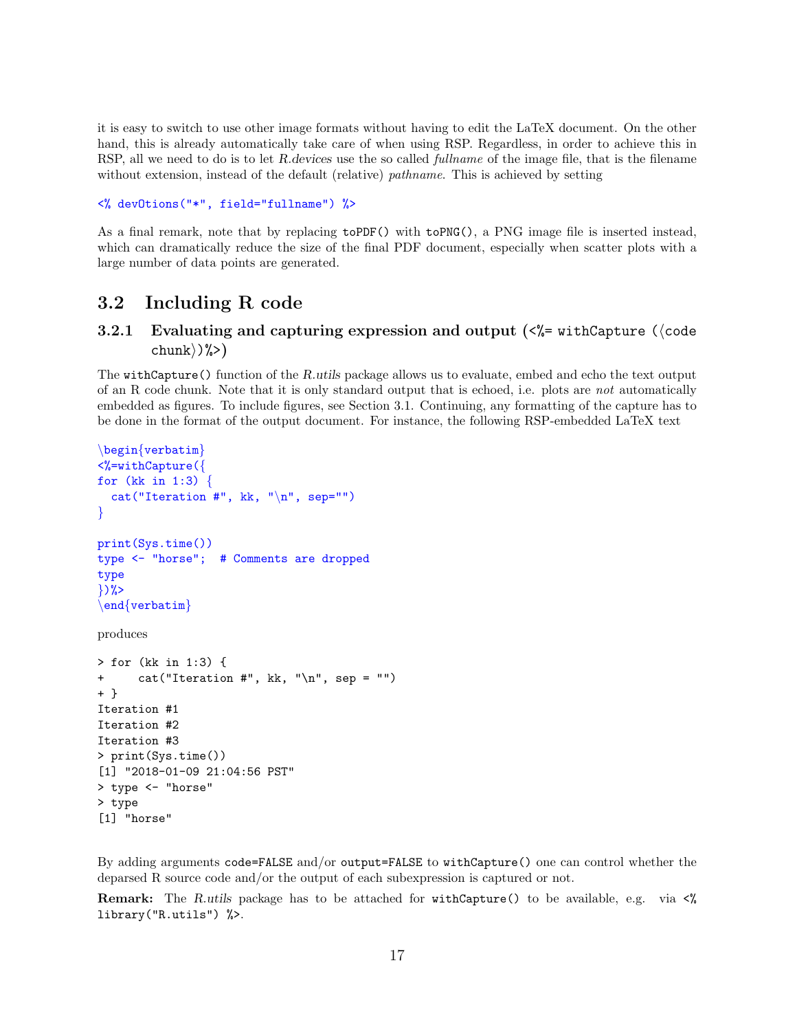it is easy to switch to use other image formats without having to edit the LaTeX document. On the other hand, this is already automatically take care of when using RSP. Regardless, in order to achieve this in RSP, all we need to do is to let *R.devices* use the so called *fullname* of the image file, that is the filename without extension, instead of the default (relative) *pathname*. This is achieved by setting

```
<% devOtions("*", field="fullname") %>
```

As a final remark, note that by replacing `toPDF()` with `toPNG()`, a PNG image file is inserted instead, which can dramatically reduce the size of the final PDF document, especially when scatter plots with a large number of data points are generated.

## 3.2 Including R code

### 3.2.1 Evaluating and capturing expression and output (`<%= withCapture (⟨code chunk⟩)%>`)

The `withCapture()` function of the *R.utils* package allows us to evaluate, embed and echo the text output of an R code chunk. Note that it is only standard output that is echoed, i.e. plots are *not* automatically embedded as figures. To include figures, see Section 3.1. Continuing, any formatting of the capture has to be done in the format of the output document. For instance, the following RSP-embedded LaTeX text

```
\begin{verbatim}
<%=withCapture({
for (kk in 1:3) {
  cat("Iteration #", kk, "\n", sep="")
}

print(Sys.time())
type <- "horse";  # Comments are dropped
type
})%>
\end{verbatim}
```

produces

```
> for (kk in 1:3) {
+     cat("Iteration #", kk, "\n", sep = "")
+ }
Iteration #1
Iteration #2
Iteration #3
> print(Sys.time())
[1] "2018-01-09 21:04:56 PST"
> type <- "horse"
> type
[1] "horse"
```

By adding arguments `code=FALSE` and/or `output=FALSE` to `withCapture()` one can control whether the deparsed R source code and/or the output of each subexpression is captured or not.

**Remark:** The *R.utils* package has to be attached for `withCapture()` to be available, e.g. via `<% library("R.utils") %>`.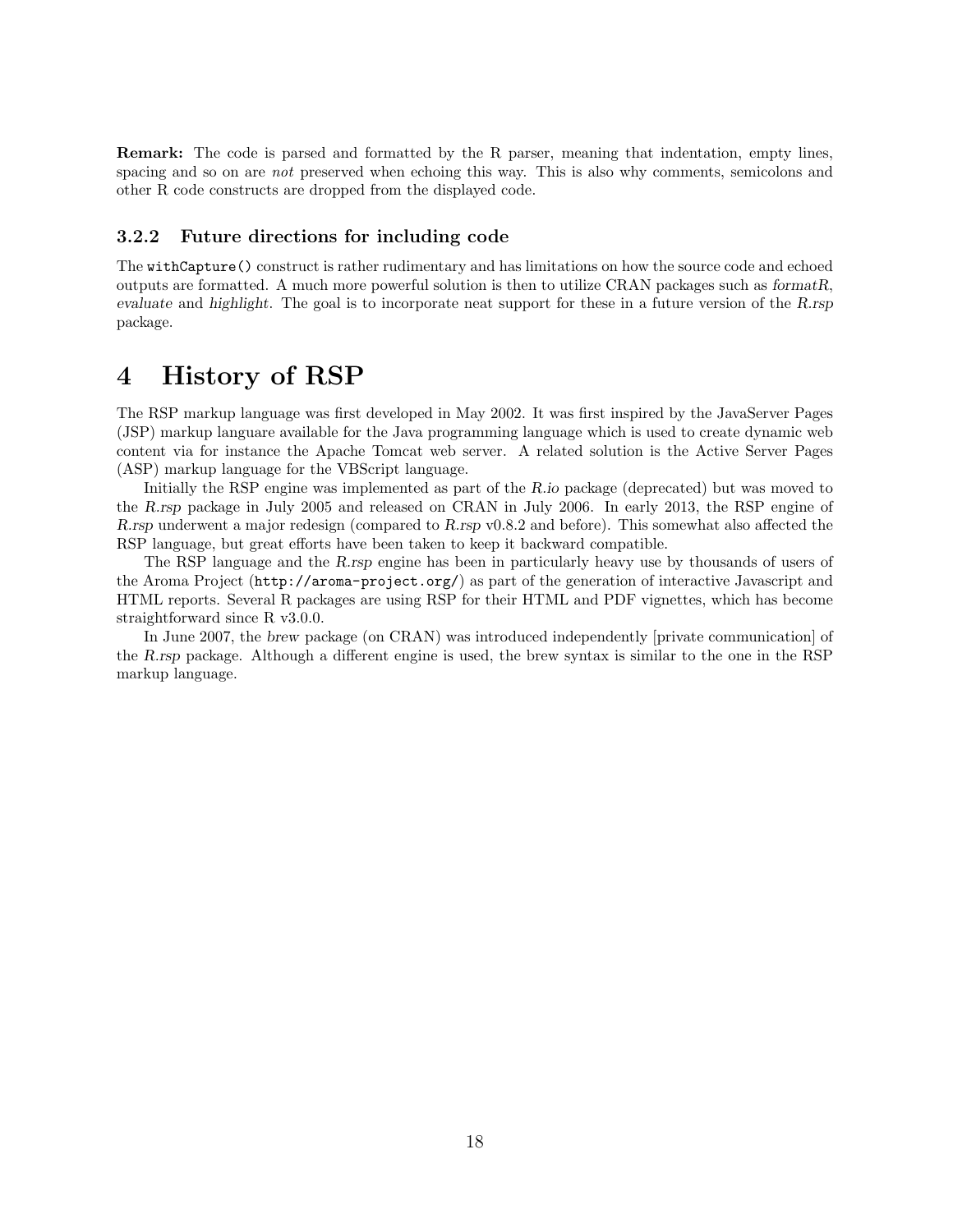**Remark:** The code is parsed and formatted by the R parser, meaning that indentation, empty lines, spacing and so on are *not* preserved when echoing this way. This is also why comments, semicolons and other R code constructs are dropped from the displayed code.

### 3.2.2 Future directions for including code

The `withCapture()` construct is rather rudimentary and has limitations on how the source code and echoed outputs are formatted. A much more powerful solution is then to utilize CRAN packages such as *formatR*, *evaluate* and *highlight*. The goal is to incorporate neat support for these in a future version of the *R.rsp* package.

# 4 History of RSP

The RSP markup language was first developed in May 2002. It was first inspired by the JavaServer Pages (JSP) markup languare available for the Java programming language which is used to create dynamic web content via for instance the Apache Tomcat web server. A related solution is the Active Server Pages (ASP) markup language for the VBScript language.

Initially the RSP engine was implemented as part of the *R.io* package (deprecated) but was moved to the *R.rsp* package in July 2005 and released on CRAN in July 2006. In early 2013, the RSP engine of *R.rsp* underwent a major redesign (compared to *R.rsp* v0.8.2 and before). This somewhat also affected the RSP language, but great efforts have been taken to keep it backward compatible.

The RSP language and the *R.rsp* engine has been in particularly heavy use by thousands of users of the Aroma Project (`http://aroma-project.org/`) as part of the generation of interactive Javascript and HTML reports. Several R packages are using RSP for their HTML and PDF vignettes, which has become straightforward since R v3.0.0.

In June 2007, the *brew* package (on CRAN) was introduced independently [private communication] of the *R.rsp* package. Although a different engine is used, the brew syntax is similar to the one in the RSP markup language.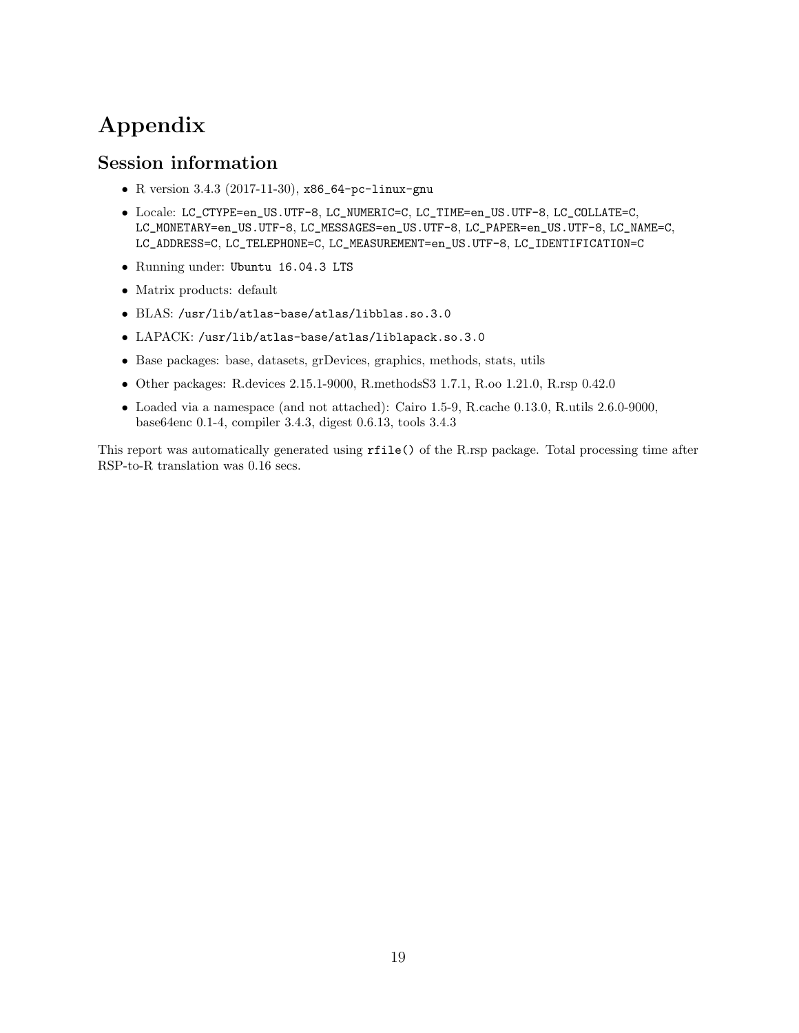# Appendix

## Session information

- R version 3.4.3 (2017-11-30), `x86_64-pc-linux-gnu`
- Locale: `LC_CTYPE=en_US.UTF-8`, `LC_NUMERIC=C`, `LC_TIME=en_US.UTF-8`, `LC_COLLATE=C`, `LC_MONETARY=en_US.UTF-8`, `LC_MESSAGES=en_US.UTF-8`, `LC_PAPER=en_US.UTF-8`, `LC_NAME=C`, `LC_ADDRESS=C`, `LC_TELEPHONE=C`, `LC_MEASUREMENT=en_US.UTF-8`, `LC_IDENTIFICATION=C`
- Running under: `Ubuntu 16.04.3 LTS`
- Matrix products: default
- BLAS: `/usr/lib/atlas-base/atlas/libblas.so.3.0`
- LAPACK: `/usr/lib/atlas-base/atlas/liblapack.so.3.0`
- Base packages: base, datasets, grDevices, graphics, methods, stats, utils
- Other packages: R.devices 2.15.1-9000, R.methodsS3 1.7.1, R.oo 1.21.0, R.rsp 0.42.0
- Loaded via a namespace (and not attached): Cairo 1.5-9, R.cache 0.13.0, R.utils 2.6.0-9000, base64enc 0.1-4, compiler 3.4.3, digest 0.6.13, tools 3.4.3

This report was automatically generated using `rfile()` of the R.rsp package. Total processing time after RSP-to-R translation was 0.16 secs.